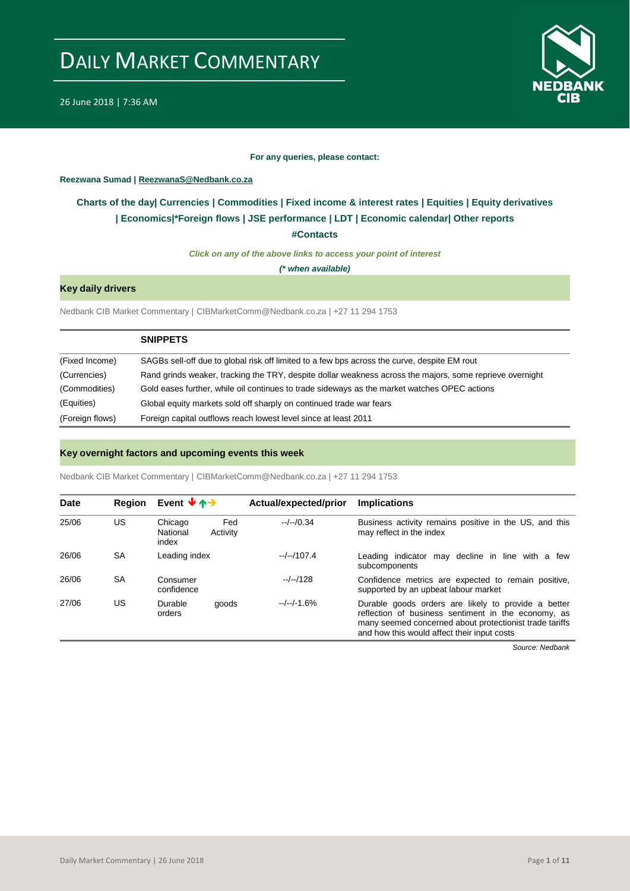# DAILY MARKET COMMENTARY

26 June 2018 | 7:36 AM

**For any queries, please contact:**

**Reezwana Sumad | ReezwanaS@Nedbank.co.za**

**Charts of the day| Currencies | Commodities | Fixed income & interest rates | Equities | Equity derivatives | Economics|*Foreign flows | JSE performance | LDT | Economic calendar| Other reports**

**#Contacts**

***Click on any of the above links to access your point of interest***

***(* when available)***

## Key daily drivers

Nedbank CIB Market Commentary | CIBMarketComm@Nedbank.co.za | +27 11 294 1753

| | SNIPPETS |
|---|---|
| (Fixed Income) | SAGBs sell-off due to global risk off limited to a few bps across the curve, despite EM rout |
| (Currencies) | Rand grinds weaker, tracking the TRY, despite dollar weakness across the majors, some reprieve overnight |
| (Commodities) | Gold eases further, while oil continues to trade sideways as the market watches OPEC actions |
| (Equities) | Global equity markets sold off sharply on continued trade war fears |
| (Foreign flows) | Foreign capital outflows reach lowest level since at least 2011 |

## Key overnight factors and upcoming events this week

Nedbank CIB Market Commentary | CIBMarketComm@Nedbank.co.za | +27 11 294 1753

| Date | Region | Event ↓↑→ | Actual/expected/prior | Implications |
|---|---|---|---|---|
| 25/06 | US | Chicago Fed National Activity index | --/--/0.34 | Business activity remains positive in the US, and this may reflect in the index |
| 26/06 | SA | Leading index | --/--/107.4 | Leading indicator may decline in line with a few subcomponents |
| 26/06 | SA | Consumer confidence | --/--/128 | Confidence metrics are expected to remain positive, supported by an upbeat labour market |
| 27/06 | US | Durable goods orders | --/--/-1.6% | Durable goods orders are likely to provide a better reflection of business sentiment in the economy, as many seemed concerned about protectionist trade tariffs and how this would affect their input costs |

*Source: Nedbank*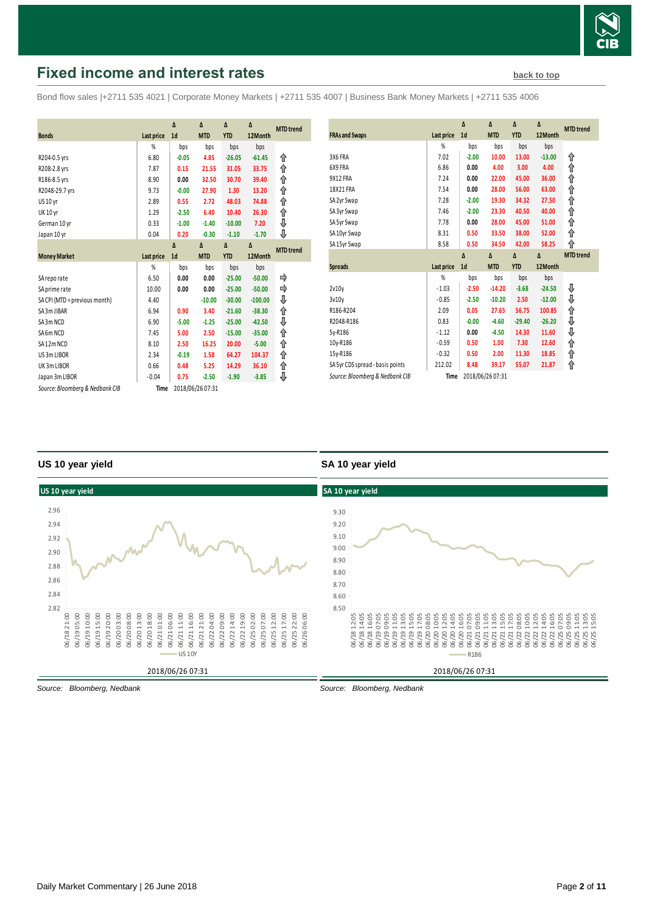# Fixed income and interest rates

back to top

Bond flow sales |+2711 535 4021 | Corporate Money Markets | +2711 535 4007 | Business Bank Money Markets | +2711 535 4006

| Bonds | Last price | Δ 1d | Δ MTD | Δ YTD | Δ 12Month | MTD trend |
|---|---|---|---|---|---|---|
| | % | bps | bps | bps | bps | |
| R204-0.5 yrs | 6.80 | -0.05 | 4.85 | -26.05 | -61.45 | ⇧ |
| R208-2.8 yrs | 7.87 | 0.15 | 21.55 | 31.05 | 33.75 | ⇧ |
| R186-8.5 yrs | 8.90 | 0.00 | 32.50 | 30.70 | 39.40 | ⇧ |
| R2048-29.7 yrs | 9.73 | -0.00 | 27.90 | 1.30 | 13.20 | ⇧ |
| US 10 yr | 2.89 | 0.55 | 2.72 | 48.03 | 74.88 | ⇧ |
| UK 10 yr | 1.29 | -2.50 | 6.40 | 10.40 | 26.30 | ⇧ |
| German 10 yr | 0.33 | -1.00 | -1.40 | -10.00 | 7.20 | ⇩ |
| Japan 10 yr | 0.04 | 0.20 | -0.30 | -1.10 | -1.70 | ⇩ |

| Money Market | Last price | Δ 1d | Δ MTD | Δ YTD | Δ 12Month | MTD trend |
|---|---|---|---|---|---|---|
| | % | bps | bps | bps | bps | |
| SA repo rate | 6.50 | 0.00 | 0.00 | -25.00 | -50.00 | ⇨ |
| SA prime rate | 10.00 | 0.00 | 0.00 | -25.00 | -50.00 | ⇨ |
| SA CPI (MTD = previous month) | 4.40 | | -10.00 | -30.00 | -100.00 | ⇩ |
| SA 3m JIBAR | 6.94 | 0.90 | 3.40 | -21.60 | -38.30 | ⇧ |
| SA 3m NCD | 6.90 | -5.00 | -1.25 | -25.00 | -42.50 | ⇩ |
| SA 6m NCD | 7.45 | 5.00 | 2.50 | -15.00 | -35.00 | ⇧ |
| SA 12m NCD | 8.10 | 2.50 | 16.25 | 20.00 | -5.00 | ⇧ |
| US 3m LIBOR | 2.34 | -0.19 | 1.58 | 64.27 | 104.37 | ⇧ |
| UK 3m LIBOR | 0.66 | 0.48 | 5.25 | 14.29 | 36.10 | ⇧ |
| Japan 3m LIBOR | -0.04 | 0.75 | -2.50 | -1.90 | -3.85 | ⇩ |

*Source: Bloomberg & Nedbank CIB* **Time** 2018/06/26 07:31

| FRAs and Swaps | Last price | Δ 1d | Δ MTD | Δ YTD | Δ 12Month | MTD trend |
|---|---|---|---|---|---|---|
| | % | bps | bps | bps | bps | |
| 3X6 FRA | 7.02 | -2.00 | 10.00 | 13.00 | -13.00 | ⇧ |
| 6X9 FRA | 6.86 | 0.00 | 4.00 | 3.00 | 4.00 | ⇧ |
| 9X12 FRA | 7.24 | 0.00 | 22.00 | 45.00 | 36.00 | ⇧ |
| 18X21 FRA | 7.54 | 0.00 | 28.00 | 56.00 | 63.00 | ⇧ |
| SA 2yr Swap | 7.28 | -2.00 | 19.30 | 34.32 | 27.50 | ⇧ |
| SA 3yr Swap | 7.46 | -2.00 | 23.30 | 40.50 | 40.00 | ⇧ |
| SA 5yr Swap | 7.78 | 0.00 | 28.00 | 45.00 | 51.00 | ⇧ |
| SA 10yr Swap | 8.31 | 0.50 | 33.50 | 38.00 | 52.00 | ⇧ |
| SA 15yr Swap | 8.58 | 0.50 | 34.50 | 42.00 | 58.25 | ⇧ |

| Spreads | Last price | Δ 1d | Δ MTD | Δ YTD | Δ 12Month | MTD trend |
|---|---|---|---|---|---|---|
| | % | bps | bps | bps | bps | |
| 2v10y | -1.03 | -2.50 | -14.20 | -3.68 | -24.50 | ⇩ |
| 3v10y | -0.85 | -2.50 | -10.20 | 2.50 | -12.00 | ⇩ |
| R186-R204 | 2.09 | 0.05 | 27.65 | 56.75 | 100.85 | ⇧ |
| R2048-R186 | 0.83 | -0.00 | -4.60 | -29.40 | -26.20 | ⇩ |
| 5y-R186 | -1.12 | 0.00 | -4.50 | 14.30 | 11.60 | ⇩ |
| 10y-R186 | -0.59 | 0.50 | 1.00 | 7.30 | 12.60 | ⇧ |
| 15y-R186 | -0.32 | 0.50 | 2.00 | 11.30 | 18.85 | ⇧ |
| SA 5yr CDS spread - basis points | 212.02 | 8.48 | 39.17 | 55.07 | 21.87 | ⇧ |

*Source: Bloomberg & Nedbank CIB* **Time** 2018/06/26 07:31

## US 10 year yield

*Source: Bloomberg, Nedbank*

## SA 10 year yield

*Source: Bloomberg, Nedbank*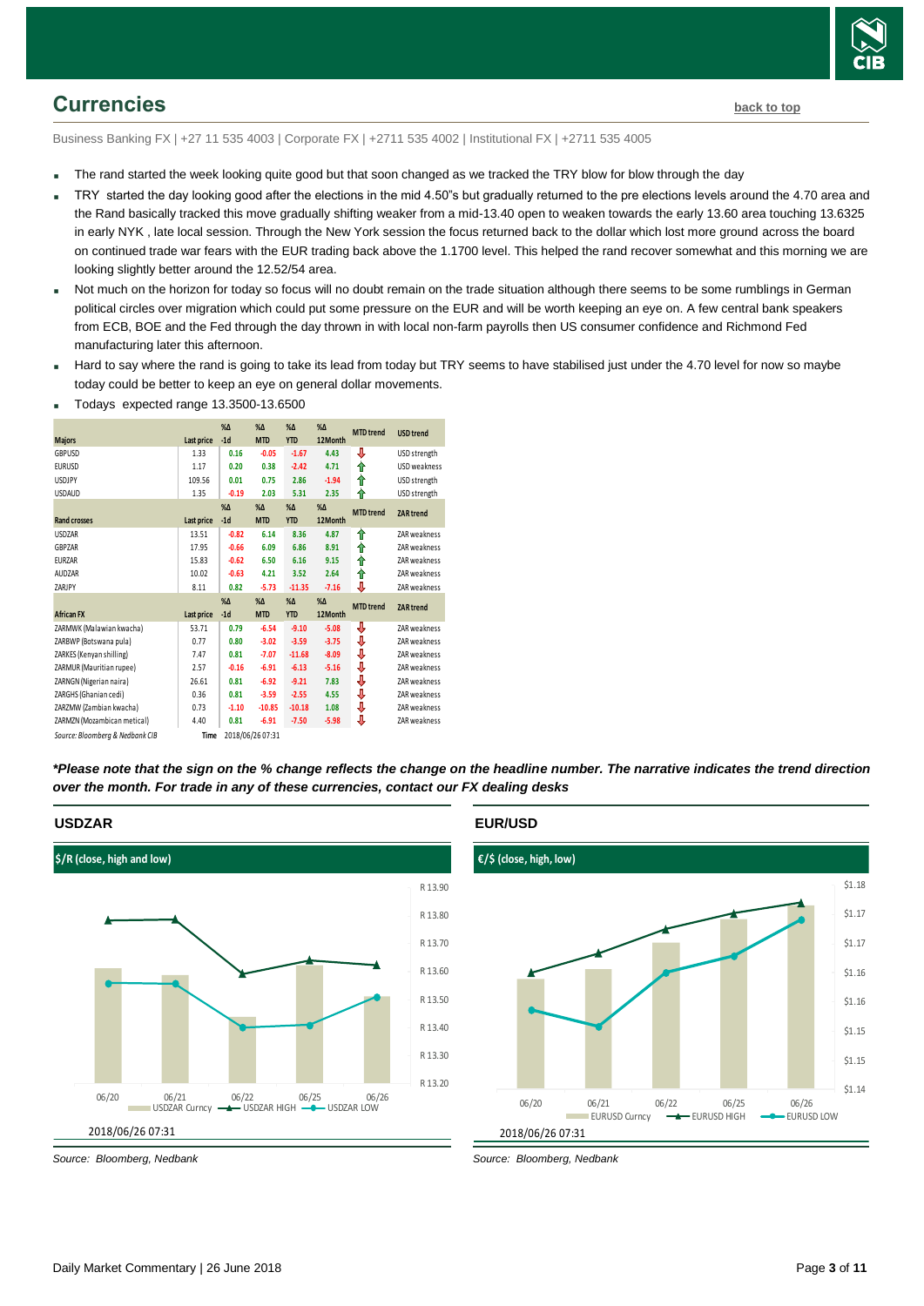## Currencies

back to top

Business Banking FX | +27 11 535 4003 | Corporate FX | +2711 535 4002 | Institutional FX | +2711 535 4005

- The rand started the week looking quite good but that soon changed as we tracked the TRY blow for blow through the day
- TRY started the day looking good after the elections in the mid 4.50"s but gradually returned to the pre elections levels around the 4.70 area and the Rand basically tracked this move gradually shifting weaker from a mid-13.40 open to weaken towards the early 13.60 area touching 13.6325 in early NYK , late local session. Through the New York session the focus returned back to the dollar which lost more ground across the board on continued trade war fears with the EUR trading back above the 1.1700 level. This helped the rand recover somewhat and this morning we are looking slightly better around the 12.52/54 area.
- Not much on the horizon for today so focus will no doubt remain on the trade situation although there seems to be some rumblings in German political circles over migration which could put some pressure on the EUR and will be worth keeping an eye on. A few central bank speakers from ECB, BOE and the Fed through the day thrown in with local non-farm payrolls then US consumer confidence and Richmond Fed manufacturing later this afternoon.
- Hard to say where the rand is going to take its lead from today but TRY seems to have stabilised just under the 4.70 level for now so maybe today could be better to keep an eye on general dollar movements.
- Todays expected range 13.3500-13.6500

| Majors | Last price | %Δ -1d | %Δ MTD | %Δ YTD | %Δ 12Month | MTD trend | USD trend |
|---|---|---|---|---|---|---|---|
| GBPUSD | 1.33 | 0.16 | -0.05 | -1.67 | 4.43 | ⇩ | USD strength |
| EURUSD | 1.17 | 0.20 | 0.38 | -2.42 | 4.71 | ⇧ | USD weakness |
| USDJPY | 109.56 | 0.01 | 0.75 | 2.86 | -1.94 | ⇧ | USD strength |
| USDAUD | 1.35 | -0.19 | 2.03 | 5.31 | 2.35 | ⇧ | USD strength |
| **Rand crosses** | **Last price** | **%Δ -1d** | **%Δ MTD** | **%Δ YTD** | **%Δ 12Month** | **MTD trend** | **ZAR trend** |
| USDZAR | 13.51 | -0.82 | 6.14 | 8.36 | 4.87 | ⇧ | ZAR weakness |
| GBPZAR | 17.95 | -0.66 | 6.09 | 6.86 | 8.91 | ⇧ | ZAR weakness |
| EURZAR | 15.83 | -0.62 | 6.50 | 6.16 | 9.15 | ⇧ | ZAR weakness |
| AUDZAR | 10.02 | -0.63 | 4.21 | 3.52 | 2.64 | ⇧ | ZAR weakness |
| ZARJPY | 8.11 | 0.82 | -5.73 | -11.35 | -7.16 | ⇩ | ZAR weakness |
| **African FX** | **Last price** | **%Δ -1d** | **%Δ MTD** | **%Δ YTD** | **%Δ 12Month** | **MTD trend** | **ZAR trend** |
| ZARMWK (Malawian kwacha) | 53.71 | 0.79 | -6.54 | -9.10 | -5.08 | ⇩ | ZAR weakness |
| ZARBWP (Botswana pula) | 0.77 | 0.80 | -3.02 | -3.59 | -3.75 | ⇩ | ZAR weakness |
| ZARKES (Kenyan shilling) | 7.47 | 0.81 | -7.07 | -11.68 | -8.09 | ⇩ | ZAR weakness |
| ZARMUR (Mauritian rupee) | 2.57 | -0.16 | -6.91 | -6.13 | -5.16 | ⇩ | ZAR weakness |
| ZARNGN (Nigerian naira) | 26.61 | 0.81 | -6.92 | -9.21 | 7.83 | ⇩ | ZAR weakness |
| ZARGHS (Ghanian cedi) | 0.36 | 0.81 | -3.59 | -2.55 | 4.55 | ⇩ | ZAR weakness |
| ZARZMW (Zambian kwacha) | 0.73 | -1.10 | -10.85 | -10.18 | 1.08 | ⇩ | ZAR weakness |
| ZARMZN (Mozambican metical) | 4.40 | 0.81 | -6.91 | -7.50 | -5.98 | ⇩ | ZAR weakness |

*Source: Bloomberg & Nedbank CIB* Time 2018/06/26 07:31

***Please note that the sign on the % change reflects the change on the headline number. The narrative indicates the trend direction over the month. For trade in any of these currencies, contact our FX dealing desks***

### USDZAR

$/R (close, high and low)

2018/06/26 07:31

*Source: Bloomberg, Nedbank*

### EUR/USD

€/$ (close, high, low)

2018/06/26 07:31

*Source: Bloomberg, Nedbank*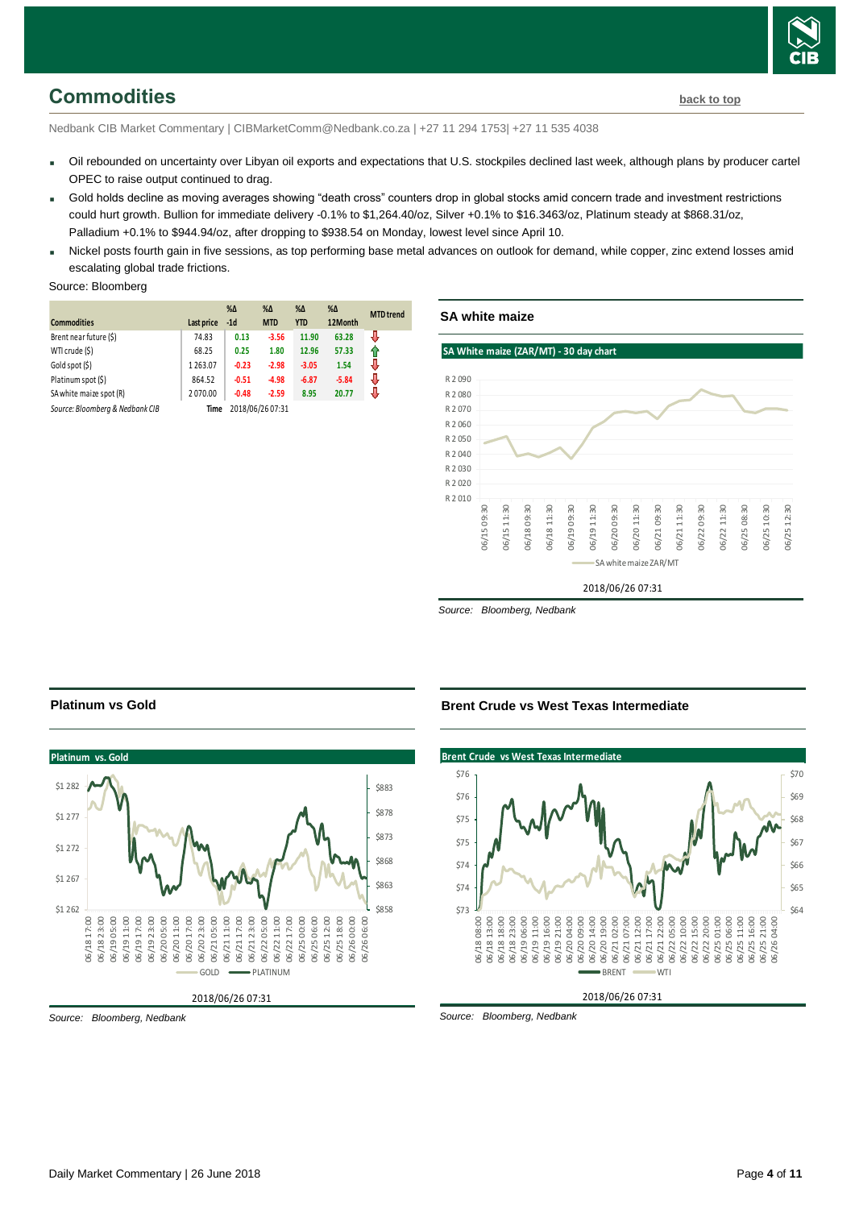## Commodities

back to top

Nedbank CIB Market Commentary | CIBMarketComm@Nedbank.co.za | +27 11 294 1753| +27 11 535 4038

- Oil rebounded on uncertainty over Libyan oil exports and expectations that U.S. stockpiles declined last week, although plans by producer cartel OPEC to raise output continued to drag.
- Gold holds decline as moving averages showing "death cross" counters drop in global stocks amid concern trade and investment restrictions could hurt growth. Bullion for immediate delivery -0.1% to $1,264.40/oz, Silver +0.1% to $16.3463/oz, Platinum steady at $868.31/oz, Palladium +0.1% to $944.94/oz, after dropping to $938.54 on Monday, lowest level since April 10.
- Nickel posts fourth gain in five sessions, as top performing base metal advances on outlook for demand, while copper, zinc extend losses amid escalating global trade frictions.

Source: Bloomberg

| Commodities | Last price | %Δ -1d | %Δ MTD | %Δ YTD | %Δ 12Month | MTD trend |
|---|---|---|---|---|---|---|
| Brent near future ($) | 74.83 | 0.13 | -3.56 | 11.90 | 63.28 | ⇩ |
| WTI crude ($) | 68.25 | 0.25 | 1.80 | 12.96 | 57.33 | ⇧ |
| Gold spot ($) | 1 263.07 | -0.23 | -2.98 | -3.05 | 1.54 | ⇩ |
| Platinum spot ($) | 864.52 | -0.51 | -4.98 | -6.87 | -5.84 | ⇩ |
| SA white maize spot (R) | 2 070.00 | -0.48 | -2.59 | 8.95 | 20.77 | ⇩ |
| *Source: Bloomberg & Nedbank CIB* | Time | 2018/06/26 07:31 | | | | |

### SA white maize

SA White maize (ZAR/MT) - 30 day chart

2018/06/26 07:31

*Source: Bloomberg, Nedbank*

### Platinum vs Gold

Platinum vs. Gold

2018/06/26 07:31

*Source: Bloomberg, Nedbank*

### Brent Crude vs West Texas Intermediate

Brent Crude vs West Texas Intermediate

2018/06/26 07:31

*Source: Bloomberg, Nedbank*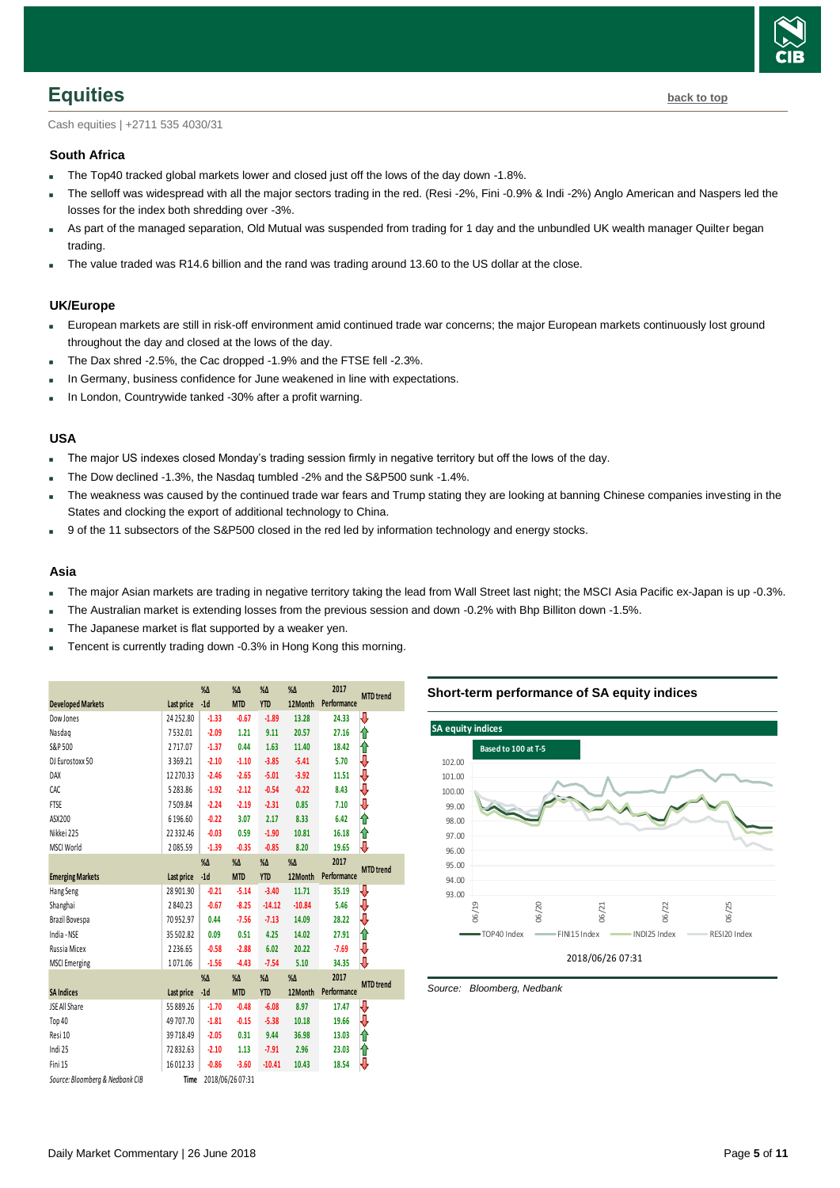# Equities

back to top

Cash equities | +2711 535 4030/31

### South Africa

- The Top40 tracked global markets lower and closed just off the lows of the day down -1.8%.
- The selloff was widespread with all the major sectors trading in the red. (Resi -2%, Fini -0.9% & Indi -2%) Anglo American and Naspers led the losses for the index both shredding over -3%.
- As part of the managed separation, Old Mutual was suspended from trading for 1 day and the unbundled UK wealth manager Quilter began trading.
- The value traded was R14.6 billion and the rand was trading around 13.60 to the US dollar at the close.

### UK/Europe

- European markets are still in risk-off environment amid continued trade war concerns; the major European markets continuously lost ground throughout the day and closed at the lows of the day.
- The Dax shred -2.5%, the Cac dropped -1.9% and the FTSE fell -2.3%.
- In Germany, business confidence for June weakened in line with expectations.
- In London, Countrywide tanked -30% after a profit warning.

### USA

- The major US indexes closed Monday's trading session firmly in negative territory but off the lows of the day.
- The Dow declined -1.3%, the Nasdaq tumbled -2% and the S&P500 sunk -1.4%.
- The weakness was caused by the continued trade war fears and Trump stating they are looking at banning Chinese companies investing in the States and clocking the export of additional technology to China.
- 9 of the 11 subsectors of the S&P500 closed in the red led by information technology and energy stocks.

### Asia

- The major Asian markets are trading in negative territory taking the lead from Wall Street last night; the MSCI Asia Pacific ex-Japan is up -0.3%.
- The Australian market is extending losses from the previous session and down -0.2% with Bhp Billiton down -1.5%.
- The Japanese market is flat supported by a weaker yen.
- Tencent is currently trading down -0.3% in Hong Kong this morning.

| Developed Markets | Last price | %Δ -1d | %Δ MTD | %Δ YTD | %Δ 12Month | 2017 Performance | MTD trend |
|---|---|---|---|---|---|---|---|
| Dow Jones | 24 252.80 | -1.33 | -0.67 | -1.89 | 13.28 | 24.33 | ⇩ |
| Nasdaq | 7 532.01 | -2.09 | 1.21 | 9.11 | 20.57 | 27.16 | ⇧ |
| S&P 500 | 2 717.07 | -1.37 | 0.44 | 1.63 | 11.40 | 18.42 | ⇧ |
| DJ Eurostoxx 50 | 3 369.21 | -2.10 | -1.10 | -3.85 | -5.41 | 5.70 | ⇩ |
| DAX | 12 270.33 | -2.46 | -2.65 | -5.01 | -3.92 | 11.51 | ⇩ |
| CAC | 5 283.86 | -1.92 | -2.12 | -0.54 | -0.22 | 8.43 | ⇩ |
| FTSE | 7 509.84 | -2.24 | -2.19 | -2.31 | 0.85 | 7.10 | ⇩ |
| ASX200 | 6 196.60 | -0.22 | 3.07 | 2.17 | 8.33 | 6.42 | ⇧ |
| Nikkei 225 | 22 332.46 | -0.03 | 0.59 | -1.90 | 10.81 | 16.18 | ⇧ |
| MSCI World | 2 085.59 | -1.39 | -0.35 | -0.85 | 8.20 | 19.65 | ⇩ |
| **Emerging Markets** | **Last price** | **%Δ -1d** | **%Δ MTD** | **%Δ YTD** | **%Δ 12Month** | **2017 Performance** | **MTD trend** |
| Hang Seng | 28 901.90 | -0.21 | -5.14 | -3.40 | 11.71 | 35.19 | ⇩ |
| Shanghai | 2 840.23 | -0.67 | -8.25 | -14.12 | -10.84 | 5.46 | ⇩ |
| Brazil Bovespa | 70 952.97 | 0.44 | -7.56 | -7.13 | 14.09 | 28.22 | ⇩ |
| India - NSE | 35 502.82 | 0.09 | 0.51 | 4.25 | 14.02 | 27.91 | ⇧ |
| Russia Micex | 2 236.65 | -0.58 | -2.88 | 6.02 | 20.22 | -7.69 | ⇩ |
| MSCI Emerging | 1 071.06 | -1.56 | -4.43 | -7.54 | 5.10 | 34.35 | ⇩ |
| **SA Indices** | **Last price** | **%Δ -1d** | **%Δ MTD** | **%Δ YTD** | **%Δ 12Month** | **2017 Performance** | **MTD trend** |
| JSE All Share | 55 889.26 | -1.70 | -0.48 | -6.08 | 8.97 | 17.47 | ⇩ |
| Top 40 | 49 707.70 | -1.81 | -0.15 | -5.38 | 10.18 | 19.66 | ⇩ |
| Resi 10 | 39 718.49 | -2.05 | 0.31 | 9.44 | 36.98 | 13.03 | ⇧ |
| Indi 25 | 72 832.63 | -2.10 | 1.13 | -7.91 | 2.96 | 23.03 | ⇧ |
| Fini 15 | 16 012.33 | -0.86 | -3.60 | -10.41 | 10.43 | 18.54 | ⇩ |

*Source: Bloomberg & Nedbank CIB* Time 2018/06/26 07:31

### Short-term performance of SA equity indices

SA equity indices — Based to 100 at T-5 (TOP40 Index, FINI15 Index, INDI25 Index, RESI20 Index) — 2018/06/26 07:31

*Source: Bloomberg, Nedbank*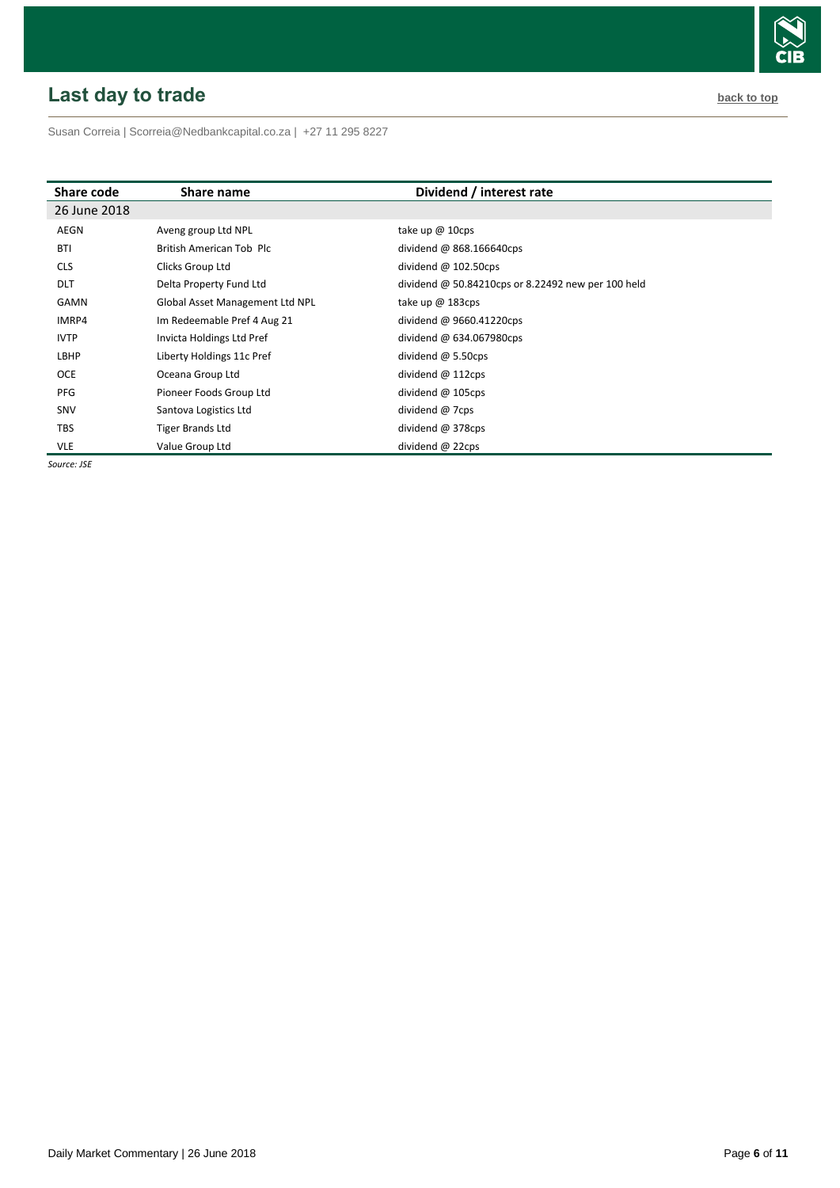## Last day to trade

back to top

Susan Correia | Scorreia@Nedbankcapital.co.za | +27 11 295 8227

| Share code | Share name | Dividend / interest rate |
|---|---|---|
| 26 June 2018 | | |
| AEGN | Aveng group Ltd NPL | take up @ 10cps |
| BTI | British American Tob Plc | dividend @ 868.166640cps |
| CLS | Clicks Group Ltd | dividend @ 102.50cps |
| DLT | Delta Property Fund Ltd | dividend @ 50.84210cps or 8.22492 new per 100 held |
| GAMN | Global Asset Management Ltd NPL | take up @ 183cps |
| IMRP4 | Im Redeemable Pref 4 Aug 21 | dividend @ 9660.41220cps |
| IVTP | Invicta Holdings Ltd Pref | dividend @ 634.067980cps |
| LBHP | Liberty Holdings 11c Pref | dividend @ 5.50cps |
| OCE | Oceana Group Ltd | dividend @ 112cps |
| PFG | Pioneer Foods Group Ltd | dividend @ 105cps |
| SNV | Santova Logistics Ltd | dividend @ 7cps |
| TBS | Tiger Brands Ltd | dividend @ 378cps |
| VLE | Value Group Ltd | dividend @ 22cps |

*Source: JSE*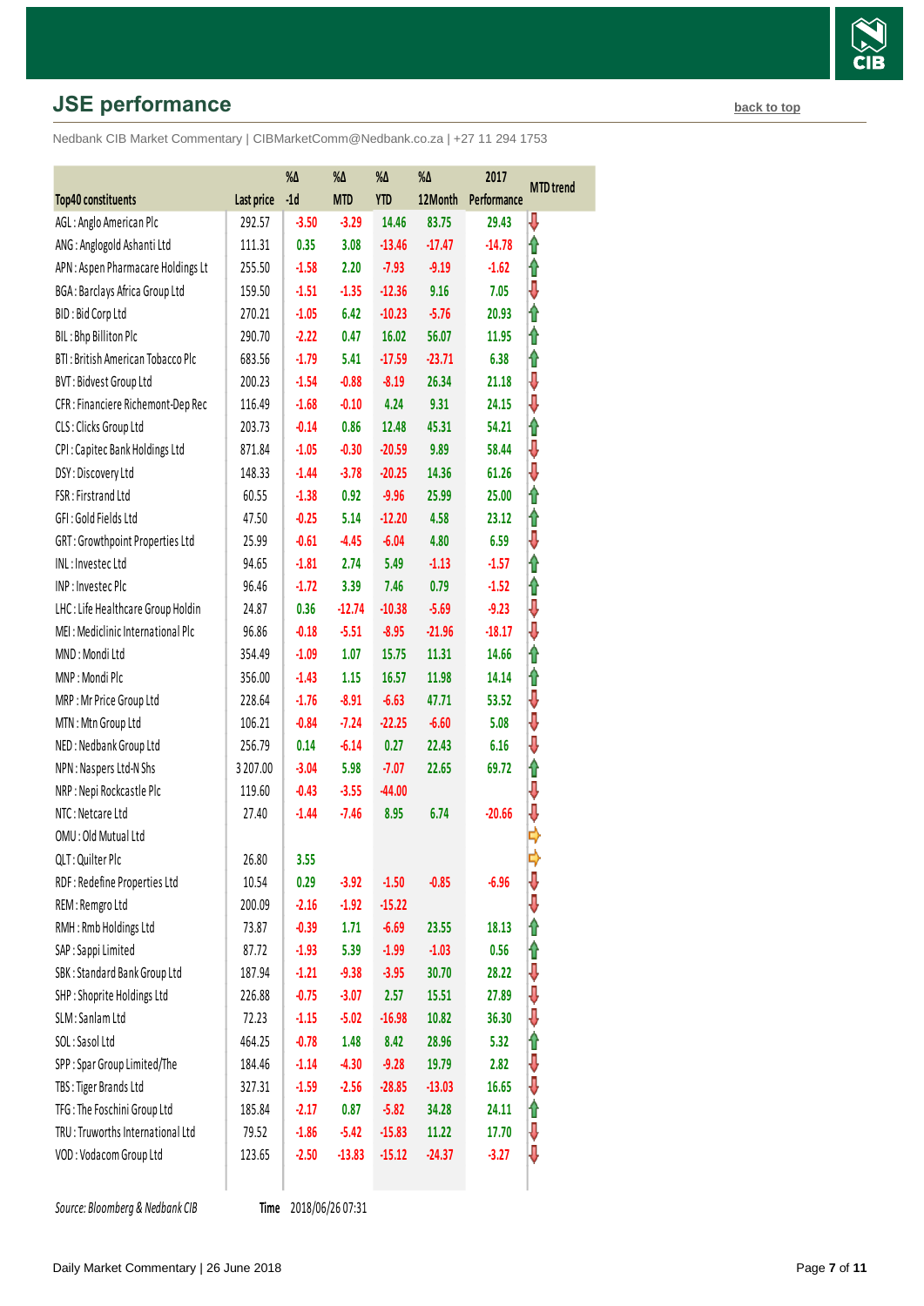## JSE performance

back to top

Nedbank CIB Market Commentary | CIBMarketComm@Nedbank.co.za | +27 11 294 1753

| Top40 constituents | Last price | %Δ -1d | %Δ MTD | %Δ YTD | %Δ 12Month | 2017 Performance | MTD trend |
|---|---|---|---|---|---|---|---|
| AGL : Anglo American Plc | 292.57 | -3.50 | -3.29 | 14.46 | 83.75 | 29.43 | ⇩ |
| ANG : Anglogold Ashanti Ltd | 111.31 | 0.35 | 3.08 | -13.46 | -17.47 | -14.78 | ⇧ |
| APN : Aspen Pharmacare Holdings Lt | 255.50 | -1.58 | 2.20 | -7.93 | -9.19 | -1.62 | ⇧ |
| BGA : Barclays Africa Group Ltd | 159.50 | -1.51 | -1.35 | -12.36 | 9.16 | 7.05 | ⇩ |
| BID : Bid Corp Ltd | 270.21 | -1.05 | 6.42 | -10.23 | -5.76 | 20.93 | ⇧ |
| BIL : Bhp Billiton Plc | 290.70 | -2.22 | 0.47 | 16.02 | 56.07 | 11.95 | ⇧ |
| BTI : British American Tobacco Plc | 683.56 | -1.79 | 5.41 | -17.59 | -23.71 | 6.38 | ⇧ |
| BVT : Bidvest Group Ltd | 200.23 | -1.54 | -0.88 | -8.19 | 26.34 | 21.18 | ⇩ |
| CFR : Financiere Richemont-Dep Rec | 116.49 | -1.68 | -0.10 | 4.24 | 9.31 | 24.15 | ⇩ |
| CLS : Clicks Group Ltd | 203.73 | -0.14 | 0.86 | 12.48 | 45.31 | 54.21 | ⇧ |
| CPI : Capitec Bank Holdings Ltd | 871.84 | -1.05 | -0.30 | -20.59 | 9.89 | 58.44 | ⇩ |
| DSY : Discovery Ltd | 148.33 | -1.44 | -3.78 | -20.25 | 14.36 | 61.26 | ⇩ |
| FSR : Firstrand Ltd | 60.55 | -1.38 | 0.92 | -9.96 | 25.99 | 25.00 | ⇧ |
| GFI : Gold Fields Ltd | 47.50 | -0.25 | 5.14 | -12.20 | 4.58 | 23.12 | ⇧ |
| GRT : Growthpoint Properties Ltd | 25.99 | -0.61 | -4.45 | -6.04 | 4.80 | 6.59 | ⇩ |
| INL : Investec Ltd | 94.65 | -1.81 | 2.74 | 5.49 | -1.13 | -1.57 | ⇧ |
| INP : Investec Plc | 96.46 | -1.72 | 3.39 | 7.46 | 0.79 | -1.52 | ⇧ |
| LHC : Life Healthcare Group Holdin | 24.87 | 0.36 | -12.74 | -10.38 | -5.69 | -9.23 | ⇩ |
| MEI : Mediclinic International Plc | 96.86 | -0.18 | -5.51 | -8.95 | -21.96 | -18.17 | ⇩ |
| MND : Mondi Ltd | 354.49 | -1.09 | 1.07 | 15.75 | 11.31 | 14.66 | ⇧ |
| MNP : Mondi Plc | 356.00 | -1.43 | 1.15 | 16.57 | 11.98 | 14.14 | ⇧ |
| MRP : Mr Price Group Ltd | 228.64 | -1.76 | -8.91 | -6.63 | 47.71 | 53.52 | ⇩ |
| MTN : Mtn Group Ltd | 106.21 | -0.84 | -7.24 | -22.25 | -6.60 | 5.08 | ⇩ |
| NED : Nedbank Group Ltd | 256.79 | 0.14 | -6.14 | 0.27 | 22.43 | 6.16 | ⇩ |
| NPN : Naspers Ltd-N Shs | 3 207.00 | -3.04 | 5.98 | -7.07 | 22.65 | 69.72 | ⇧ |
| NRP : Nepi Rockcastle Plc | 119.60 | -0.43 | -3.55 | -44.00 | | | ⇩ |
| NTC : Netcare Ltd | 27.40 | -1.44 | -7.46 | 8.95 | 6.74 | -20.66 | ⇩ |
| OMU : Old Mutual Ltd | | | | | | | ⇨ |
| QLT : Quilter Plc | 26.80 | 3.55 | | | | | ⇨ |
| RDF : Redefine Properties Ltd | 10.54 | 0.29 | -3.92 | -1.50 | -0.85 | -6.96 | ⇩ |
| REM : Remgro Ltd | 200.09 | -2.16 | -1.92 | -15.22 | | | ⇩ |
| RMH : Rmb Holdings Ltd | 73.87 | -0.39 | 1.71 | -6.69 | 23.55 | 18.13 | ⇧ |
| SAP : Sappi Limited | 87.72 | -1.93 | 5.39 | -1.99 | -1.03 | 0.56 | ⇧ |
| SBK : Standard Bank Group Ltd | 187.94 | -1.21 | -9.38 | -3.95 | 30.70 | 28.22 | ⇩ |
| SHP : Shoprite Holdings Ltd | 226.88 | -0.75 | -3.07 | 2.57 | 15.51 | 27.89 | ⇩ |
| SLM : Sanlam Ltd | 72.23 | -1.15 | -5.02 | -16.98 | 10.82 | 36.30 | ⇩ |
| SOL : Sasol Ltd | 464.25 | -0.78 | 1.48 | 8.42 | 28.96 | 5.32 | ⇧ |
| SPP : Spar Group Limited/The | 184.46 | -1.14 | -4.30 | -9.28 | 19.79 | 2.82 | ⇩ |
| TBS : Tiger Brands Ltd | 327.31 | -1.59 | -2.56 | -28.85 | -13.03 | 16.65 | ⇩ |
| TFG : The Foschini Group Ltd | 185.84 | -2.17 | 0.87 | -5.82 | 34.28 | 24.11 | ⇧ |
| TRU : Truworths International Ltd | 79.52 | -1.86 | -5.42 | -15.83 | 11.22 | 17.70 | ⇩ |
| VOD : Vodacom Group Ltd | 123.65 | -2.50 | -13.83 | -15.12 | -24.37 | -3.27 | ⇩ |

*Source: Bloomberg & Nedbank CIB* **Time** 2018/06/26 07:31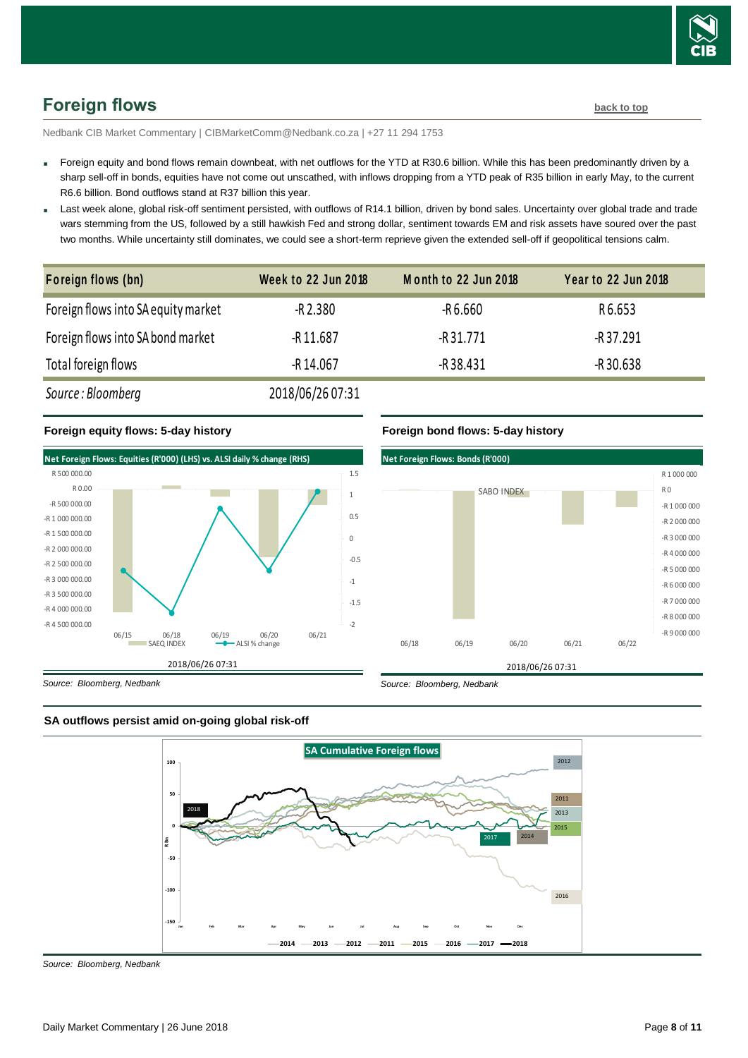## Foreign flows

back to top

Nedbank CIB Market Commentary | CIBMarketComm@Nedbank.co.za | +27 11 294 1753

- Foreign equity and bond flows remain downbeat, with net outflows for the YTD at R30.6 billion. While this has been predominantly driven by a sharp sell-off in bonds, equities have not come out unscathed, with inflows dropping from a YTD peak of R35 billion in early May, to the current R6.6 billion. Bond outflows stand at R37 billion this year.
- Last week alone, global risk-off sentiment persisted, with outflows of R14.1 billion, driven by bond sales. Uncertainty over global trade and trade wars stemming from the US, followed by a still hawkish Fed and strong dollar, sentiment towards EM and risk assets have soured over the past two months. While uncertainty still dominates, we could see a short-term reprieve given the extended sell-off if geopolitical tensions calm.

| Foreign flows (bn) | Week to 22 Jun 2018 | Month to 22 Jun 2018 | Year to 22 Jun 2018 |
|---|---|---|---|
| Foreign flows into SA equity market | -R 2.380 | -R 6.660 | R 6.653 |
| Foreign flows into SA bond market | -R 11.687 | -R 31.771 | -R 37.291 |
| Total foreign flows | -R 14.067 | -R 38.431 | -R 30.638 |
| *Source : Bloomberg* | 2018/06/26 07:31 | | |

**Foreign equity flows: 5-day history**

*Source: Bloomberg, Nedbank*

**Foreign bond flows: 5-day history**

*Source: Bloomberg, Nedbank*

**SA outflows persist amid on-going global risk-off**

*Source: Bloomberg, Nedbank*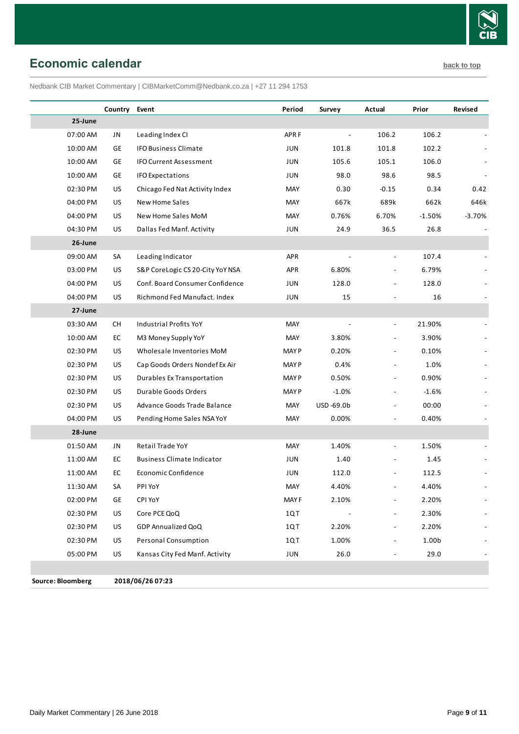## Economic calendar

back to top

Nedbank CIB Market Commentary | CIBMarketComm@Nedbank.co.za | +27 11 294 1753

| | Country | Event | Period | Survey | Actual | Prior | Revised |
|---|---|---|---|---|---|---|---|
| **25-June** | | | | | | | |
| 07:00 AM | JN | Leading Index CI | APR F | - | 106.2 | 106.2 | - |
| 10:00 AM | GE | IFO Business Climate | JUN | 101.8 | 101.8 | 102.2 | - |
| 10:00 AM | GE | IFO Current Assessment | JUN | 105.6 | 105.1 | 106.0 | - |
| 10:00 AM | GE | IFO Expectations | JUN | 98.0 | 98.6 | 98.5 | - |
| 02:30 PM | US | Chicago Fed Nat Activity Index | MAY | 0.30 | -0.15 | 0.34 | 0.42 |
| 04:00 PM | US | New Home Sales | MAY | 667k | 689k | 662k | 646k |
| 04:00 PM | US | New Home Sales MoM | MAY | 0.76% | 6.70% | -1.50% | -3.70% |
| 04:30 PM | US | Dallas Fed Manf. Activity | JUN | 24.9 | 36.5 | 26.8 | - |
| **26-June** | | | | | | | |
| 09:00 AM | SA | Leading Indicator | APR | - | - | 107.4 | - |
| 03:00 PM | US | S&P CoreLogic CS 20-City YoY NSA | APR | 6.80% | - | 6.79% | - |
| 04:00 PM | US | Conf. Board Consumer Confidence | JUN | 128.0 | - | 128.0 | - |
| 04:00 PM | US | Richmond Fed Manufact. Index | JUN | 15 | - | 16 | - |
| **27-June** | | | | | | | |
| 03:30 AM | CH | Industrial Profits YoY | MAY | - | - | 21.90% | - |
| 10:00 AM | EC | M3 Money Supply YoY | MAY | 3.80% | - | 3.90% | - |
| 02:30 PM | US | Wholesale Inventories MoM | MAY P | 0.20% | - | 0.10% | - |
| 02:30 PM | US | Cap Goods Orders Nondef Ex Air | MAY P | 0.4% | - | 1.0% | - |
| 02:30 PM | US | Durables Ex Transportation | MAY P | 0.50% | - | 0.90% | - |
| 02:30 PM | US | Durable Goods Orders | MAY P | -1.0% | - | -1.6% | - |
| 02:30 PM | US | Advance Goods Trade Balance | MAY | USD -69.0b | - | 00:00 | - |
| 04:00 PM | US | Pending Home Sales NSA YoY | MAY | 0.00% | - | 0.40% | - |
| **28-June** | | | | | | | |
| 01:50 AM | JN | Retail Trade YoY | MAY | 1.40% | - | 1.50% | - |
| 11:00 AM | EC | Business Climate Indicator | JUN | 1.40 | - | 1.45 | - |
| 11:00 AM | EC | Economic Confidence | JUN | 112.0 | - | 112.5 | - |
| 11:30 AM | SA | PPI YoY | MAY | 4.40% | - | 4.40% | - |
| 02:00 PM | GE | CPI YoY | MAY F | 2.10% | - | 2.20% | - |
| 02:30 PM | US | Core PCE QoQ | 1QT | - | - | 2.30% | - |
| 02:30 PM | US | GDP Annualized QoQ | 1QT | 2.20% | - | 2.20% | - |
| 02:30 PM | US | Personal Consumption | 1QT | 1.00% | - | 1.00b | - |
| 05:00 PM | US | Kansas City Fed Manf. Activity | JUN | 26.0 | - | 29.0 | - |

**Source: Bloomberg** **2018/06/26 07:23**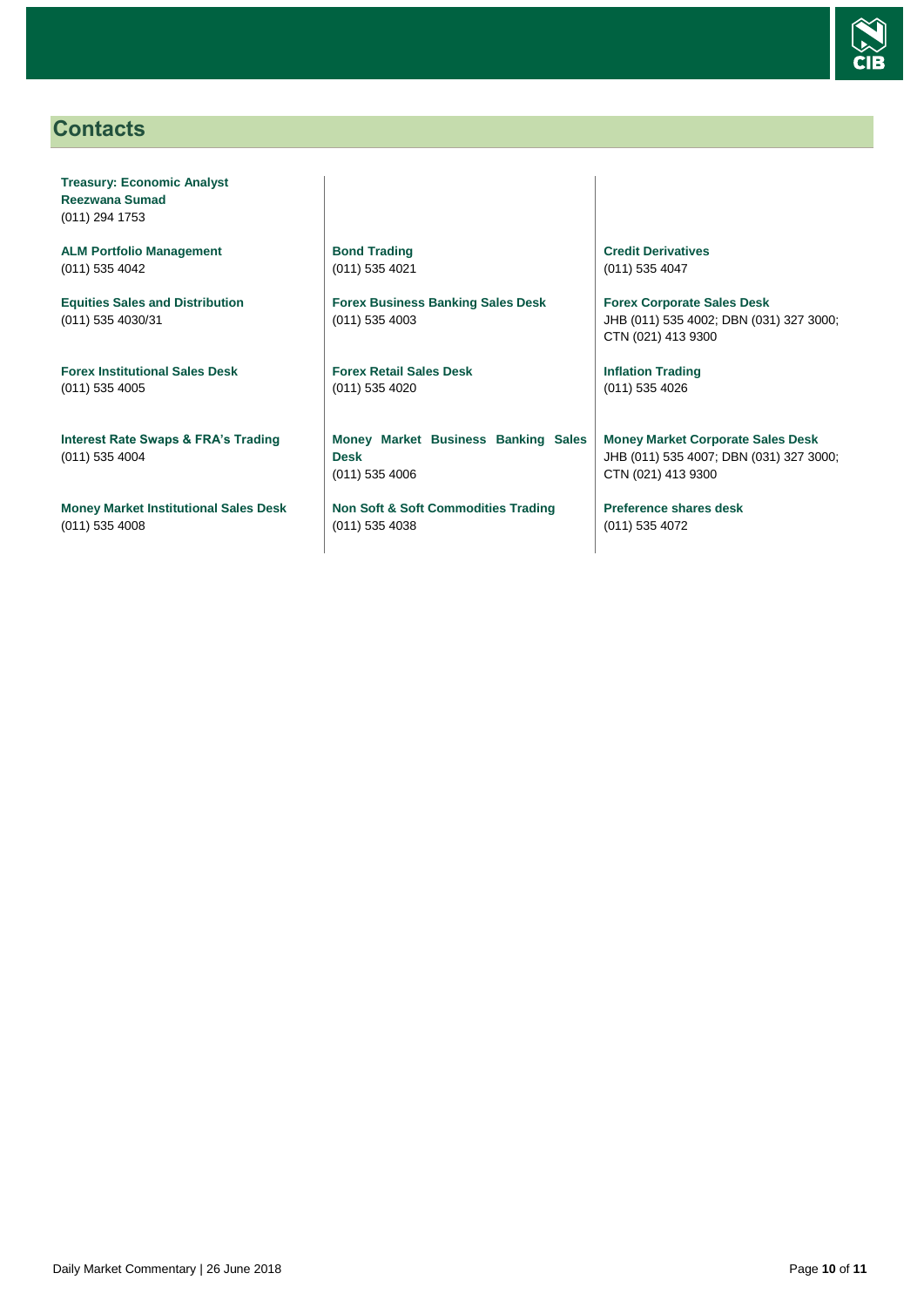## Contacts

**Treasury: Economic Analyst**
**Reezwana Sumad**
(011) 294 1753

**ALM Portfolio Management**
(011) 535 4042

**Equities Sales and Distribution**
(011) 535 4030/31

**Forex Institutional Sales Desk**
(011) 535 4005

**Interest Rate Swaps & FRA's Trading**
(011) 535 4004

**Money Market Institutional Sales Desk**
(011) 535 4008

**Bond Trading**
(011) 535 4021

**Forex Business Banking Sales Desk**
(011) 535 4003

**Forex Retail Sales Desk**
(011) 535 4020

**Money Market Business Banking Sales Desk**
(011) 535 4006

**Non Soft & Soft Commodities Trading**
(011) 535 4038

**Credit Derivatives**
(011) 535 4047

**Forex Corporate Sales Desk**
JHB (011) 535 4002; DBN (031) 327 3000; CTN (021) 413 9300

**Inflation Trading**
(011) 535 4026

**Money Market Corporate Sales Desk**
JHB (011) 535 4007; DBN (031) 327 3000; CTN (021) 413 9300

**Preference shares desk**
(011) 535 4072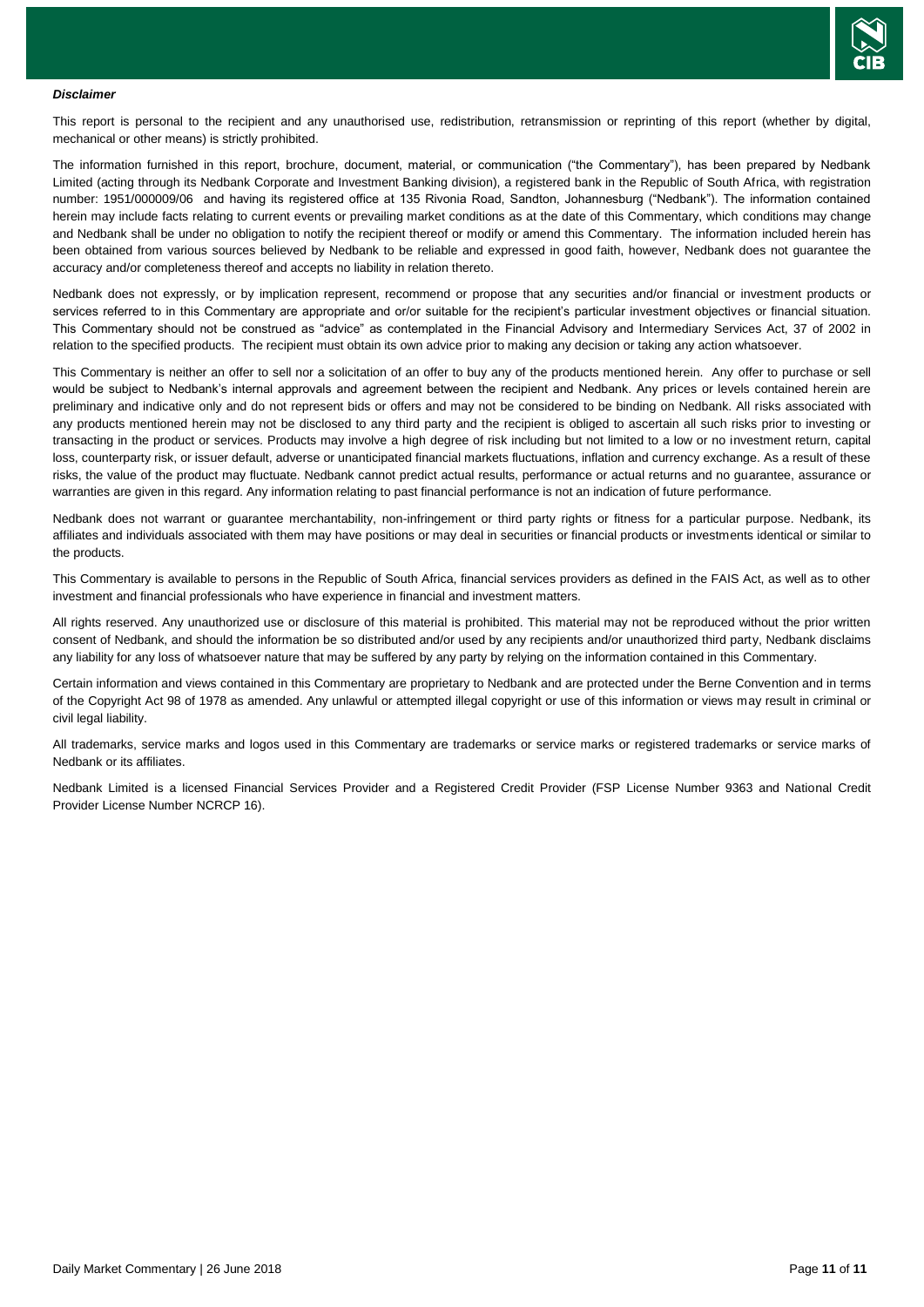***Disclaimer***

This report is personal to the recipient and any unauthorised use, redistribution, retransmission or reprinting of this report (whether by digital, mechanical or other means) is strictly prohibited.

The information furnished in this report, brochure, document, material, or communication ("the Commentary"), has been prepared by Nedbank Limited (acting through its Nedbank Corporate and Investment Banking division), a registered bank in the Republic of South Africa, with registration number: 1951/000009/06 and having its registered office at 135 Rivonia Road, Sandton, Johannesburg ("Nedbank"). The information contained herein may include facts relating to current events or prevailing market conditions as at the date of this Commentary, which conditions may change and Nedbank shall be under no obligation to notify the recipient thereof or modify or amend this Commentary. The information included herein has been obtained from various sources believed by Nedbank to be reliable and expressed in good faith, however, Nedbank does not guarantee the accuracy and/or completeness thereof and accepts no liability in relation thereto.

Nedbank does not expressly, or by implication represent, recommend or propose that any securities and/or financial or investment products or services referred to in this Commentary are appropriate and or/or suitable for the recipient's particular investment objectives or financial situation. This Commentary should not be construed as "advice" as contemplated in the Financial Advisory and Intermediary Services Act, 37 of 2002 in relation to the specified products. The recipient must obtain its own advice prior to making any decision or taking any action whatsoever.

This Commentary is neither an offer to sell nor a solicitation of an offer to buy any of the products mentioned herein. Any offer to purchase or sell would be subject to Nedbank's internal approvals and agreement between the recipient and Nedbank. Any prices or levels contained herein are preliminary and indicative only and do not represent bids or offers and may not be considered to be binding on Nedbank. All risks associated with any products mentioned herein may not be disclosed to any third party and the recipient is obliged to ascertain all such risks prior to investing or transacting in the product or services. Products may involve a high degree of risk including but not limited to a low or no investment return, capital loss, counterparty risk, or issuer default, adverse or unanticipated financial markets fluctuations, inflation and currency exchange. As a result of these risks, the value of the product may fluctuate. Nedbank cannot predict actual results, performance or actual returns and no guarantee, assurance or warranties are given in this regard. Any information relating to past financial performance is not an indication of future performance.

Nedbank does not warrant or guarantee merchantability, non-infringement or third party rights or fitness for a particular purpose. Nedbank, its affiliates and individuals associated with them may have positions or may deal in securities or financial products or investments identical or similar to the products.

This Commentary is available to persons in the Republic of South Africa, financial services providers as defined in the FAIS Act, as well as to other investment and financial professionals who have experience in financial and investment matters.

All rights reserved. Any unauthorized use or disclosure of this material is prohibited. This material may not be reproduced without the prior written consent of Nedbank, and should the information be so distributed and/or used by any recipients and/or unauthorized third party, Nedbank disclaims any liability for any loss of whatsoever nature that may be suffered by any party by relying on the information contained in this Commentary.

Certain information and views contained in this Commentary are proprietary to Nedbank and are protected under the Berne Convention and in terms of the Copyright Act 98 of 1978 as amended. Any unlawful or attempted illegal copyright or use of this information or views may result in criminal or civil legal liability.

All trademarks, service marks and logos used in this Commentary are trademarks or service marks or registered trademarks or service marks of Nedbank or its affiliates.

Nedbank Limited is a licensed Financial Services Provider and a Registered Credit Provider (FSP License Number 9363 and National Credit Provider License Number NCRCP 16).